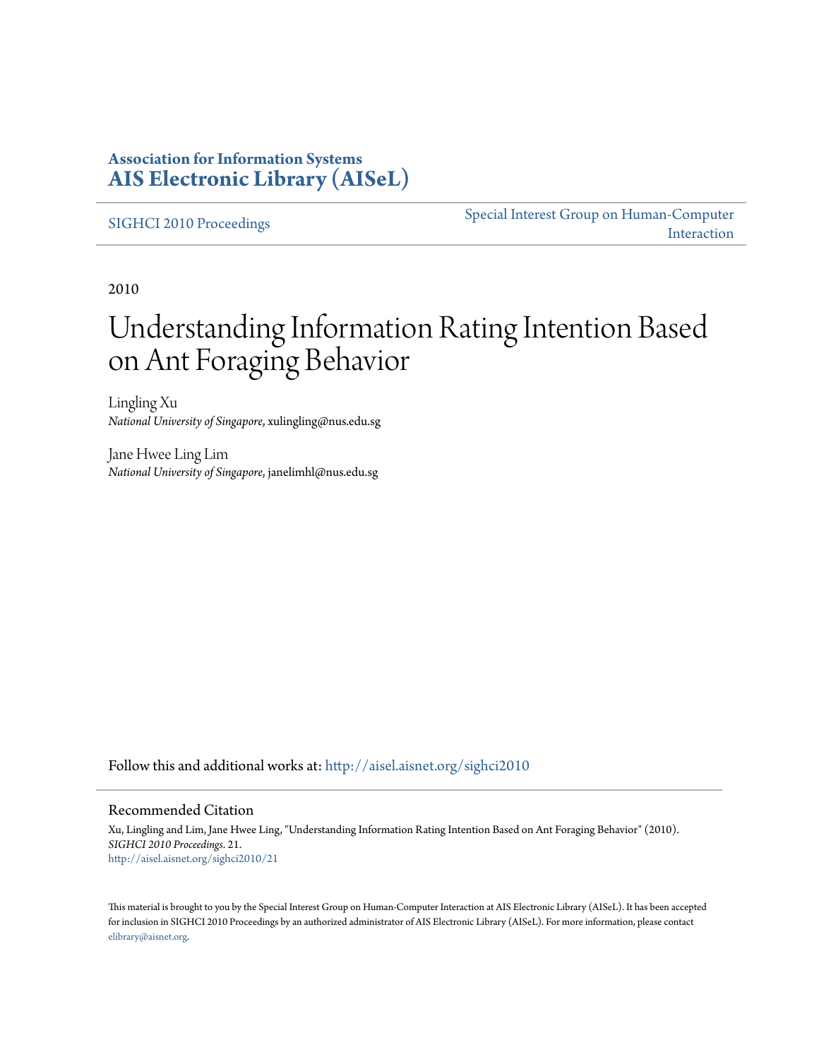**Association for Information Systems**
**AIS Electronic Library (AISeL)**

SIGHCI 2010 Proceedings

Special Interest Group on Human-Computer Interaction

2010

# Understanding Information Rating Intention Based on Ant Foraging Behavior

Lingling Xu
*National University of Singapore*, xulingling@nus.edu.sg

Jane Hwee Ling Lim
*National University of Singapore*, janelimhl@nus.edu.sg

Follow this and additional works at: http://aisel.aisnet.org/sighci2010

## Recommended Citation

Xu, Lingling and Lim, Jane Hwee Ling, "Understanding Information Rating Intention Based on Ant Foraging Behavior" (2010). *SIGHCI 2010 Proceedings*. 21.
http://aisel.aisnet.org/sighci2010/21

This material is brought to you by the Special Interest Group on Human-Computer Interaction at AIS Electronic Library (AISeL). It has been accepted for inclusion in SIGHCI 2010 Proceedings by an authorized administrator of AIS Electronic Library (AISeL). For more information, please contact elibrary@aisnet.org.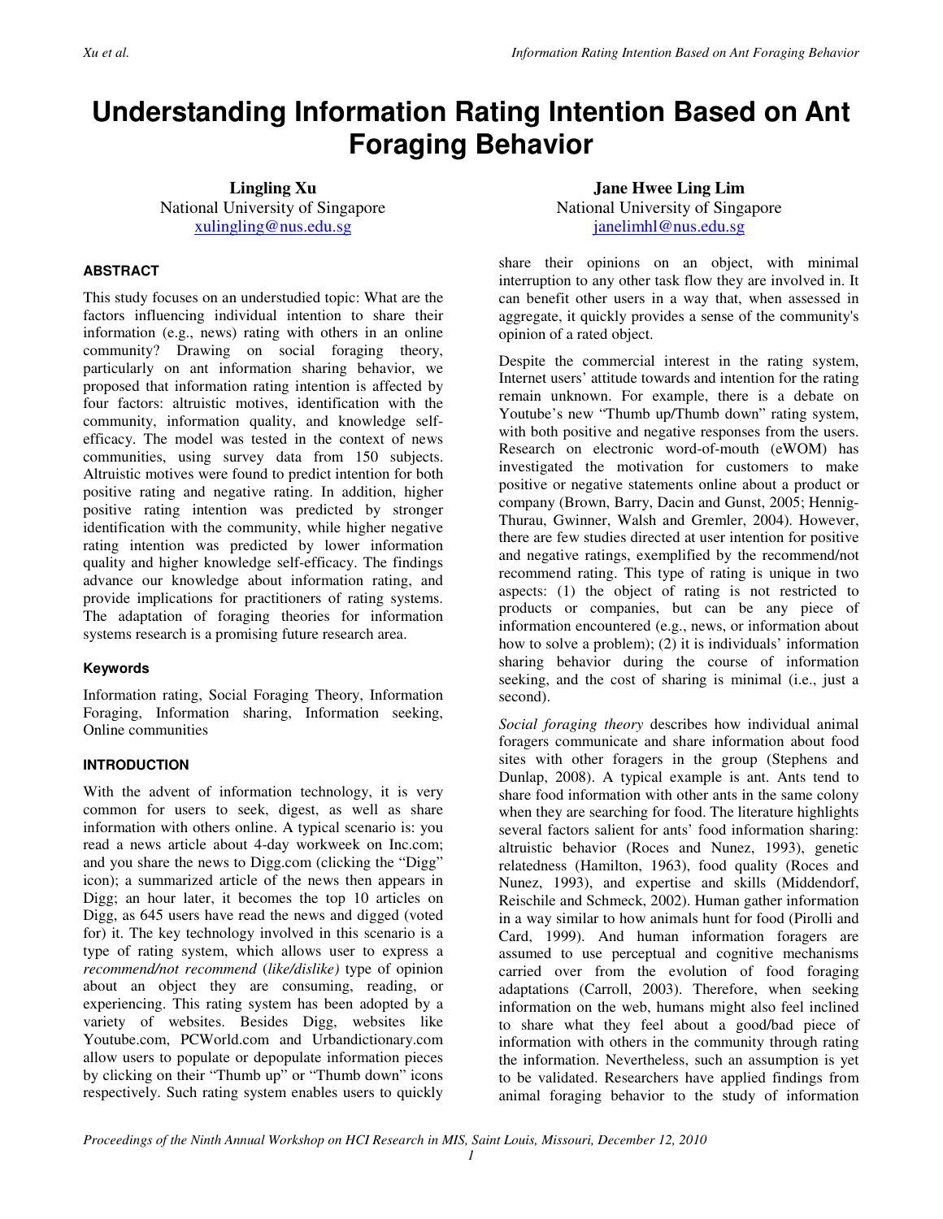# Understanding Information Rating Intention Based on Ant Foraging Behavior

**Lingling Xu**
National University of Singapore
xulingling@nus.edu.sg

**Jane Hwee Ling Lim**
National University of Singapore
janelimhl@nus.edu.sg

#### ABSTRACT

This study focuses on an understudied topic: What are the factors influencing individual intention to share their information (e.g., news) rating with others in an online community? Drawing on social foraging theory, particularly on ant information sharing behavior, we proposed that information rating intention is affected by four factors: altruistic motives, identification with the community, information quality, and knowledge self-efficacy. The model was tested in the context of news communities, using survey data from 150 subjects. Altruistic motives were found to predict intention for both positive rating and negative rating. In addition, higher positive rating intention was predicted by stronger identification with the community, while higher negative rating intention was predicted by lower information quality and higher knowledge self-efficacy. The findings advance our knowledge about information rating, and provide implications for practitioners of rating systems. The adaptation of foraging theories for information systems research is a promising future research area.

#### Keywords

Information rating, Social Foraging Theory, Information Foraging, Information sharing, Information seeking, Online communities

#### INTRODUCTION

With the advent of information technology, it is very common for users to seek, digest, as well as share information with others online. A typical scenario is: you read a news article about 4-day workweek on Inc.com; and you share the news to Digg.com (clicking the "Digg" icon); a summarized article of the news then appears in Digg; an hour later, it becomes the top 10 articles on Digg, as 645 users have read the news and digged (voted for) it. The key technology involved in this scenario is a type of rating system, which allows user to express a *recommend/not recommend* (*like/dislike)* type of opinion about an object they are consuming, reading, or experiencing. This rating system has been adopted by a variety of websites. Besides Digg, websites like Youtube.com, PCWorld.com and Urbandictionary.com allow users to populate or depopulate information pieces by clicking on their "Thumb up" or "Thumb down" icons respectively. Such rating system enables users to quickly share their opinions on an object, with minimal interruption to any other task flow they are involved in. It can benefit other users in a way that, when assessed in aggregate, it quickly provides a sense of the community's opinion of a rated object.

Despite the commercial interest in the rating system, Internet users' attitude towards and intention for the rating remain unknown. For example, there is a debate on Youtube's new "Thumb up/Thumb down" rating system, with both positive and negative responses from the users. Research on electronic word-of-mouth (eWOM) has investigated the motivation for customers to make positive or negative statements online about a product or company (Brown, Barry, Dacin and Gunst, 2005; Hennig-Thurau, Gwinner, Walsh and Gremler, 2004). However, there are few studies directed at user intention for positive and negative ratings, exemplified by the recommend/not recommend rating. This type of rating is unique in two aspects: (1) the object of rating is not restricted to products or companies, but can be any piece of information encountered (e.g., news, or information about how to solve a problem); (2) it is individuals' information sharing behavior during the course of information seeking, and the cost of sharing is minimal (i.e., just a second).

*Social foraging theory* describes how individual animal foragers communicate and share information about food sites with other foragers in the group (Stephens and Dunlap, 2008). A typical example is ant. Ants tend to share food information with other ants in the same colony when they are searching for food. The literature highlights several factors salient for ants' food information sharing: altruistic behavior (Roces and Nunez, 1993), genetic relatedness (Hamilton, 1963), food quality (Roces and Nunez, 1993), and expertise and skills (Middendorf, Reischile and Schmeck, 2002). Human gather information in a way similar to how animals hunt for food (Pirolli and Card, 1999). And human information foragers are assumed to use perceptual and cognitive mechanisms carried over from the evolution of food foraging adaptations (Carroll, 2003). Therefore, when seeking information on the web, humans might also feel inclined to share what they feel about a good/bad piece of information with others in the community through rating the information. Nevertheless, such an assumption is yet to be validated. Researchers have applied findings from animal foraging behavior to the study of information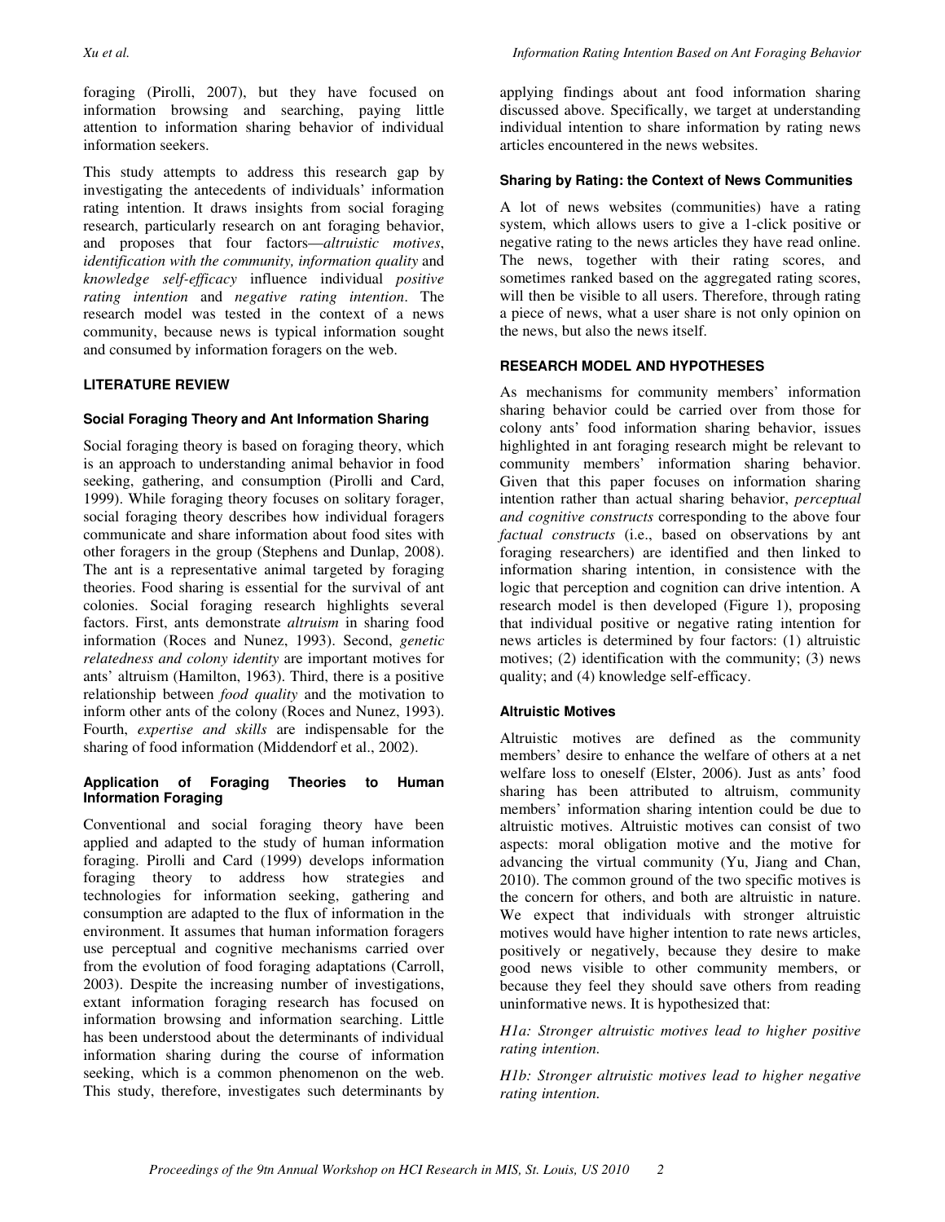foraging (Pirolli, 2007), but they have focused on information browsing and searching, paying little attention to information sharing behavior of individual information seekers.

This study attempts to address this research gap by investigating the antecedents of individuals' information rating intention. It draws insights from social foraging research, particularly research on ant foraging behavior, and proposes that four factors—*altruistic motives*, *identification with the community, information quality* and *knowledge self-efficacy* influence individual *positive rating intention* and *negative rating intention*. The research model was tested in the context of a news community, because news is typical information sought and consumed by information foragers on the web.

## LITERATURE REVIEW

### Social Foraging Theory and Ant Information Sharing

Social foraging theory is based on foraging theory, which is an approach to understanding animal behavior in food seeking, gathering, and consumption (Pirolli and Card, 1999). While foraging theory focuses on solitary forager, social foraging theory describes how individual foragers communicate and share information about food sites with other foragers in the group (Stephens and Dunlap, 2008). The ant is a representative animal targeted by foraging theories. Food sharing is essential for the survival of ant colonies. Social foraging research highlights several factors. First, ants demonstrate *altruism* in sharing food information (Roces and Nunez, 1993). Second, *genetic relatedness and colony identity* are important motives for ants' altruism (Hamilton, 1963). Third, there is a positive relationship between *food quality* and the motivation to inform other ants of the colony (Roces and Nunez, 1993). Fourth, *expertise and skills* are indispensable for the sharing of food information (Middendorf et al., 2002).

### Application of Foraging Theories to Human Information Foraging

Conventional and social foraging theory have been applied and adapted to the study of human information foraging. Pirolli and Card (1999) develops information foraging theory to address how strategies and technologies for information seeking, gathering and consumption are adapted to the flux of information in the environment. It assumes that human information foragers use perceptual and cognitive mechanisms carried over from the evolution of food foraging adaptations (Carroll, 2003). Despite the increasing number of investigations, extant information foraging research has focused on information browsing and information searching. Little has been understood about the determinants of individual information sharing during the course of information seeking, which is a common phenomenon on the web. This study, therefore, investigates such determinants by applying findings about ant food information sharing discussed above. Specifically, we target at understanding individual intention to share information by rating news articles encountered in the news websites.

### Sharing by Rating: the Context of News Communities

A lot of news websites (communities) have a rating system, which allows users to give a 1-click positive or negative rating to the news articles they have read online. The news, together with their rating scores, and sometimes ranked based on the aggregated rating scores, will then be visible to all users. Therefore, through rating a piece of news, what a user share is not only opinion on the news, but also the news itself.

## RESEARCH MODEL AND HYPOTHESES

As mechanisms for community members' information sharing behavior could be carried over from those for colony ants' food information sharing behavior, issues highlighted in ant foraging research might be relevant to community members' information sharing behavior. Given that this paper focuses on information sharing intention rather than actual sharing behavior, *perceptual and cognitive constructs* corresponding to the above four *factual constructs* (i.e., based on observations by ant foraging researchers) are identified and then linked to information sharing intention, in consistence with the logic that perception and cognition can drive intention. A research model is then developed (Figure 1), proposing that individual positive or negative rating intention for news articles is determined by four factors: (1) altruistic motives; (2) identification with the community; (3) news quality; and (4) knowledge self-efficacy.

### Altruistic Motives

Altruistic motives are defined as the community members' desire to enhance the welfare of others at a net welfare loss to oneself (Elster, 2006). Just as ants' food sharing has been attributed to altruism, community members' information sharing intention could be due to altruistic motives. Altruistic motives can consist of two aspects: moral obligation motive and the motive for advancing the virtual community (Yu, Jiang and Chan, 2010). The common ground of the two specific motives is the concern for others, and both are altruistic in nature. We expect that individuals with stronger altruistic motives would have higher intention to rate news articles, positively or negatively, because they desire to make good news visible to other community members, or because they feel they should save others from reading uninformative news. It is hypothesized that:

*H1a: Stronger altruistic motives lead to higher positive rating intention.*

*H1b: Stronger altruistic motives lead to higher negative rating intention.*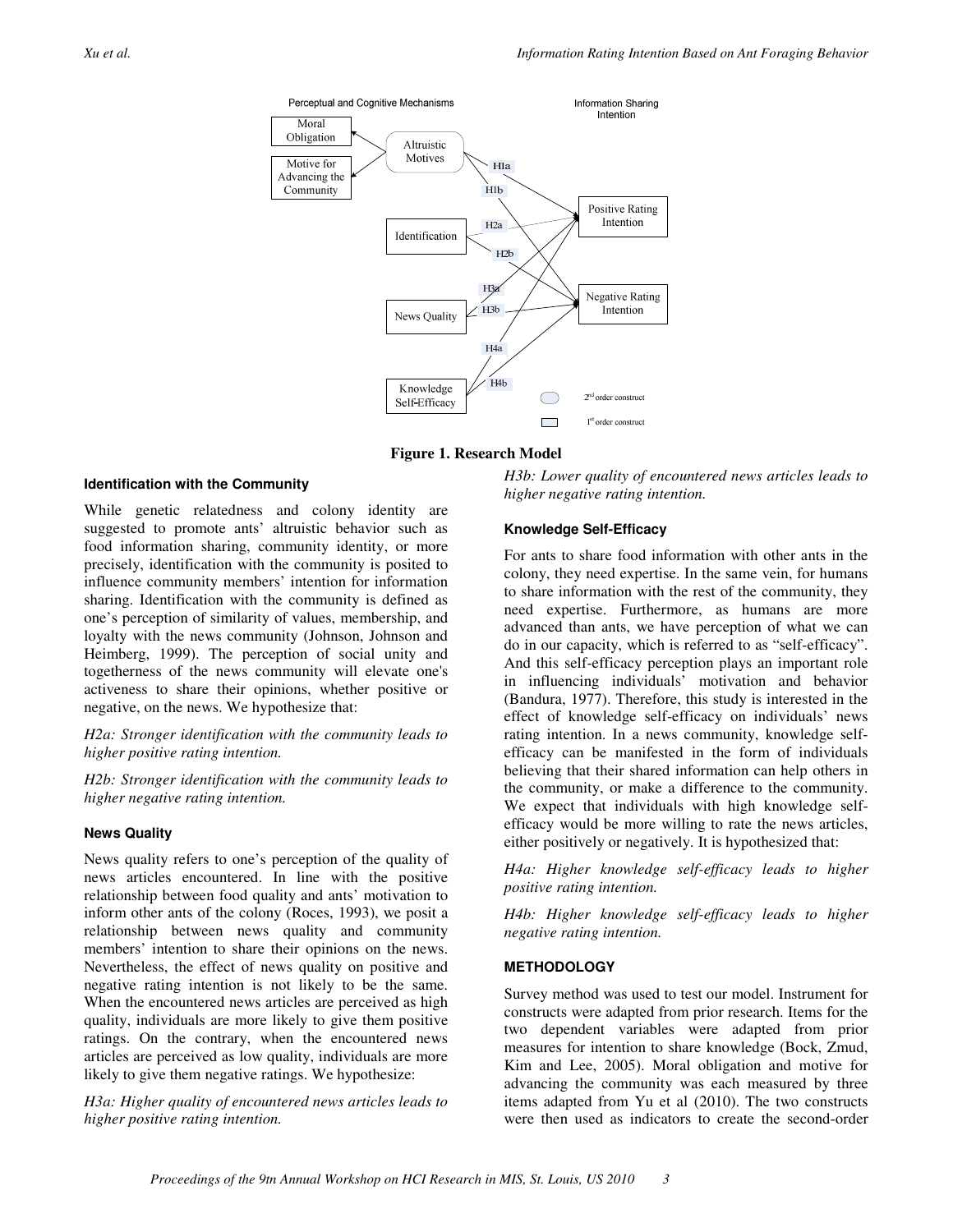Figure 1. Research Model

### Identification with the Community

While genetic relatedness and colony identity are suggested to promote ants' altruistic behavior such as food information sharing, community identity, or more precisely, identification with the community is posited to influence community members' intention for information sharing. Identification with the community is defined as one's perception of similarity of values, membership, and loyalty with the news community (Johnson, Johnson and Heimberg, 1999). The perception of social unity and togetherness of the news community will elevate one's activeness to share their opinions, whether positive or negative, on the news. We hypothesize that:

*H2a: Stronger identification with the community leads to higher positive rating intention.*

*H2b: Stronger identification with the community leads to higher negative rating intention.*

### News Quality

News quality refers to one's perception of the quality of news articles encountered. In line with the positive relationship between food quality and ants' motivation to inform other ants of the colony (Roces, 1993), we posit a relationship between news quality and community members' intention to share their opinions on the news. Nevertheless, the effect of news quality on positive and negative rating intention is not likely to be the same. When the encountered news articles are perceived as high quality, individuals are more likely to give them positive ratings. On the contrary, when the encountered news articles are perceived as low quality, individuals are more likely to give them negative ratings. We hypothesize:

*H3a: Higher quality of encountered news articles leads to higher positive rating intention.*

*H3b: Lower quality of encountered news articles leads to higher negative rating intention.*

### Knowledge Self-Efficacy

For ants to share food information with other ants in the colony, they need expertise. In the same vein, for humans to share information with the rest of the community, they need expertise. Furthermore, as humans are more advanced than ants, we have perception of what we can do in our capacity, which is referred to as "self-efficacy". And this self-efficacy perception plays an important role in influencing individuals' motivation and behavior (Bandura, 1977). Therefore, this study is interested in the effect of knowledge self-efficacy on individuals' news rating intention. In a news community, knowledge self-efficacy can be manifested in the form of individuals believing that their shared information can help others in the community, or make a difference to the community. We expect that individuals with high knowledge self-efficacy would be more willing to rate the news articles, either positively or negatively. It is hypothesized that:

*H4a: Higher knowledge self-efficacy leads to higher positive rating intention.*

*H4b: Higher knowledge self-efficacy leads to higher negative rating intention.*

## METHODOLOGY

Survey method was used to test our model. Instrument for constructs were adapted from prior research. Items for the two dependent variables were adapted from prior measures for intention to share knowledge (Bock, Zmud, Kim and Lee, 2005). Moral obligation and motive for advancing the community was each measured by three items adapted from Yu et al (2010). The two constructs were then used as indicators to create the second-order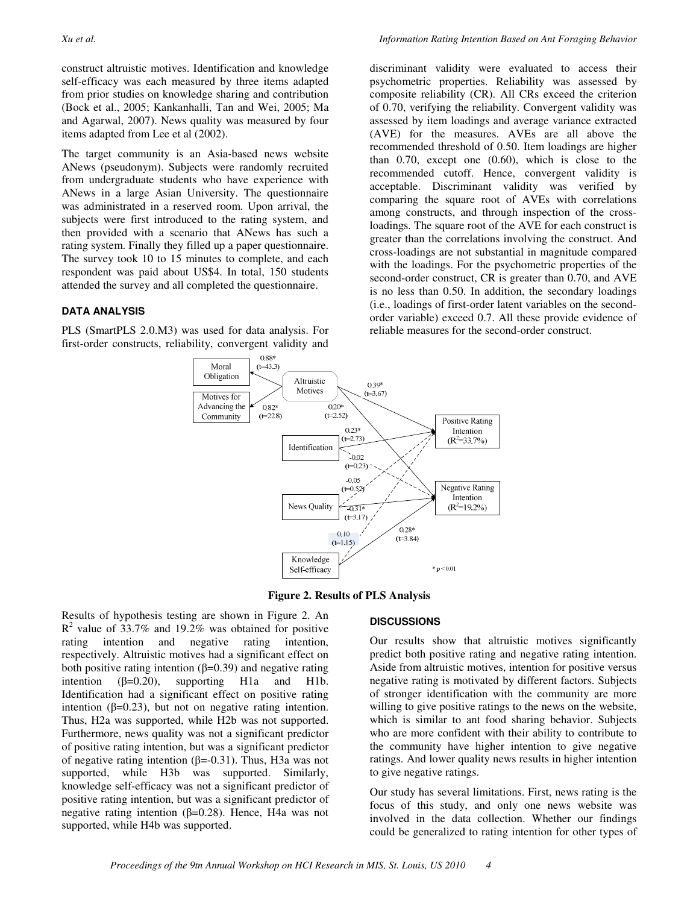construct altruistic motives. Identification and knowledge self-efficacy was each measured by three items adapted from prior studies on knowledge sharing and contribution (Bock et al., 2005; Kankanhalli, Tan and Wei, 2005; Ma and Agarwal, 2007). News quality was measured by four items adapted from Lee et al (2002).

The target community is an Asia-based news website ANews (pseudonym). Subjects were randomly recruited from undergraduate students who have experience with ANews in a large Asian University. The questionnaire was administrated in a reserved room. Upon arrival, the subjects were first introduced to the rating system, and then provided with a scenario that ANews has such a rating system. Finally they filled up a paper questionnaire. The survey took 10 to 15 minutes to complete, and each respondent was paid about US$4. In total, 150 students attended the survey and all completed the questionnaire.

## DATA ANALYSIS

PLS (SmartPLS 2.0.M3) was used for data analysis. For first-order constructs, reliability, convergent validity and discriminant validity were evaluated to access their psychometric properties. Reliability was assessed by composite reliability (CR). All CRs exceed the criterion of 0.70, verifying the reliability. Convergent validity was assessed by item loadings and average variance extracted (AVE) for the measures. AVEs are all above the recommended threshold of 0.50. Item loadings are higher than 0.70, except one (0.60), which is close to the recommended cutoff. Hence, convergent validity is acceptable. Discriminant validity was verified by comparing the square root of AVEs with correlations among constructs, and through inspection of the cross-loadings. The square root of the AVE for each construct is greater than the correlations involving the construct. And cross-loadings are not substantial in magnitude compared with the loadings. For the psychometric properties of the second-order construct, CR is greater than 0.70, and AVE is no less than 0.50. In addition, the secondary loadings (i.e., loadings of first-order latent variables on the second-order variable) exceed 0.7. All these provide evidence of reliable measures for the second-order construct.

**Figure 2. Results of PLS Analysis**

Results of hypothesis testing are shown in Figure 2. An $R^2$ value of 33.7% and 19.2% was obtained for positive rating intention and negative rating intention, respectively. Altruistic motives had a significant effect on both positive rating intention ($\beta$=0.39) and negative rating intention ($\beta$=0.20), supporting H1a and H1b. Identification had a significant effect on positive rating intention ($\beta$=0.23), but not on negative rating intention. Thus, H2a was supported, while H2b was not supported. Furthermore, news quality was not a significant predictor of positive rating intention, but was a significant predictor of negative rating intention ($\beta$=-0.31). Thus, H3a was not supported, while H3b was supported. Similarly, knowledge self-efficacy was not a significant predictor of positive rating intention, but was a significant predictor of negative rating intention ($\beta$=0.28). Hence, H4a was not supported, while H4b was supported.

## DISCUSSIONS

Our results show that altruistic motives significantly predict both positive rating and negative rating intention. Aside from altruistic motives, intention for positive versus negative rating is motivated by different factors. Subjects of stronger identification with the community are more willing to give positive ratings to the news on the website, which is similar to ant food sharing behavior. Subjects who are more confident with their ability to contribute to the community have higher intention to give negative ratings. And lower quality news results in higher intention to give negative ratings.

Our study has several limitations. First, news rating is the focus of this study, and only one news website was involved in the data collection. Whether our findings could be generalized to rating intention for other types of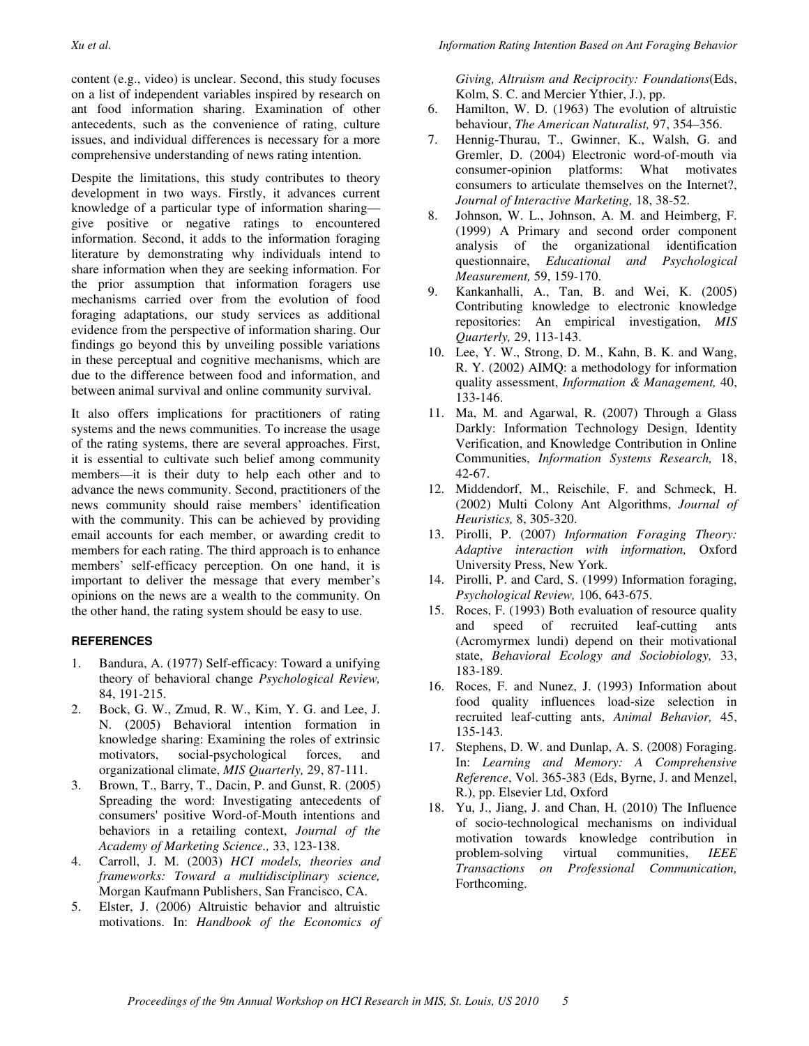content (e.g., video) is unclear. Second, this study focuses on a list of independent variables inspired by research on ant food information sharing. Examination of other antecedents, such as the convenience of rating, culture issues, and individual differences is necessary for a more comprehensive understanding of news rating intention.

Despite the limitations, this study contributes to theory development in two ways. Firstly, it advances current knowledge of a particular type of information sharing—give positive or negative ratings to encountered information. Second, it adds to the information foraging literature by demonstrating why individuals intend to share information when they are seeking information. For the prior assumption that information foragers use mechanisms carried over from the evolution of food foraging adaptations, our study services as additional evidence from the perspective of information sharing. Our findings go beyond this by unveiling possible variations in these perceptual and cognitive mechanisms, which are due to the difference between food and information, and between animal survival and online community survival.

It also offers implications for practitioners of rating systems and the news communities. To increase the usage of the rating systems, there are several approaches. First, it is essential to cultivate such belief among community members—it is their duty to help each other and to advance the news community. Second, practitioners of the news community should raise members' identification with the community. This can be achieved by providing email accounts for each member, or awarding credit to members for each rating. The third approach is to enhance members' self-efficacy perception. On one hand, it is important to deliver the message that every member's opinions on the news are a wealth to the community. On the other hand, the rating system should be easy to use.

## REFERENCES

1. Bandura, A. (1977) Self-efficacy: Toward a unifying theory of behavioral change *Psychological Review,* 84, 191-215.
2. Bock, G. W., Zmud, R. W., Kim, Y. G. and Lee, J. N. (2005) Behavioral intention formation in knowledge sharing: Examining the roles of extrinsic motivators, social-psychological forces, and organizational climate, *MIS Quarterly,* 29, 87-111.
3. Brown, T., Barry, T., Dacin, P. and Gunst, R. (2005) Spreading the word: Investigating antecedents of consumers' positive Word-of-Mouth intentions and behaviors in a retailing context, *Journal of the Academy of Marketing Science.,* 33, 123-138.
4. Carroll, J. M. (2003) *HCI models, theories and frameworks: Toward a multidisciplinary science,* Morgan Kaufmann Publishers, San Francisco, CA.
5. Elster, J. (2006) Altruistic behavior and altruistic motivations. In: *Handbook of the Economics of Giving, Altruism and Reciprocity: Foundations*(Eds, Kolm, S. C. and Mercier Ythier, J.), pp.
6. Hamilton, W. D. (1963) The evolution of altruistic behaviour, *The American Naturalist,* 97, 354–356.
7. Hennig-Thurau, T., Gwinner, K., Walsh, G. and Gremler, D. (2004) Electronic word-of-mouth via consumer-opinion platforms: What motivates consumers to articulate themselves on the Internet?, *Journal of Interactive Marketing,* 18, 38-52.
8. Johnson, W. L., Johnson, A. M. and Heimberg, F. (1999) A Primary and second order component analysis of the organizational identification questionnaire, *Educational and Psychological Measurement,* 59, 159-170.
9. Kankanhalli, A., Tan, B. and Wei, K. (2005) Contributing knowledge to electronic knowledge repositories: An empirical investigation, *MIS Quarterly,* 29, 113-143.
10. Lee, Y. W., Strong, D. M., Kahn, B. K. and Wang, R. Y. (2002) AIMQ: a methodology for information quality assessment, *Information & Management,* 40, 133-146.
11. Ma, M. and Agarwal, R. (2007) Through a Glass Darkly: Information Technology Design, Identity Verification, and Knowledge Contribution in Online Communities, *Information Systems Research,* 18, 42-67.
12. Middendorf, M., Reischile, F. and Schmeck, H. (2002) Multi Colony Ant Algorithms, *Journal of Heuristics,* 8, 305-320.
13. Pirolli, P. (2007) *Information Foraging Theory: Adaptive interaction with information,* Oxford University Press, New York.
14. Pirolli, P. and Card, S. (1999) Information foraging, *Psychological Review,* 106, 643-675.
15. Roces, F. (1993) Both evaluation of resource quality and speed of recruited leaf-cutting ants (Acromyrmex lundi) depend on their motivational state, *Behavioral Ecology and Sociobiology,* 33, 183-189.
16. Roces, F. and Nunez, J. (1993) Information about food quality influences load-size selection in recruited leaf-cutting ants, *Animal Behavior,* 45, 135-143.
17. Stephens, D. W. and Dunlap, A. S. (2008) Foraging. In: *Learning and Memory: A Comprehensive Reference*, Vol. 365-383 (Eds, Byrne, J. and Menzel, R.), pp. Elsevier Ltd, Oxford
18. Yu, J., Jiang, J. and Chan, H. (2010) The Influence of socio-technological mechanisms on individual motivation towards knowledge contribution in problem-solving virtual communities, *IEEE Transactions on Professional Communication,* Forthcoming.